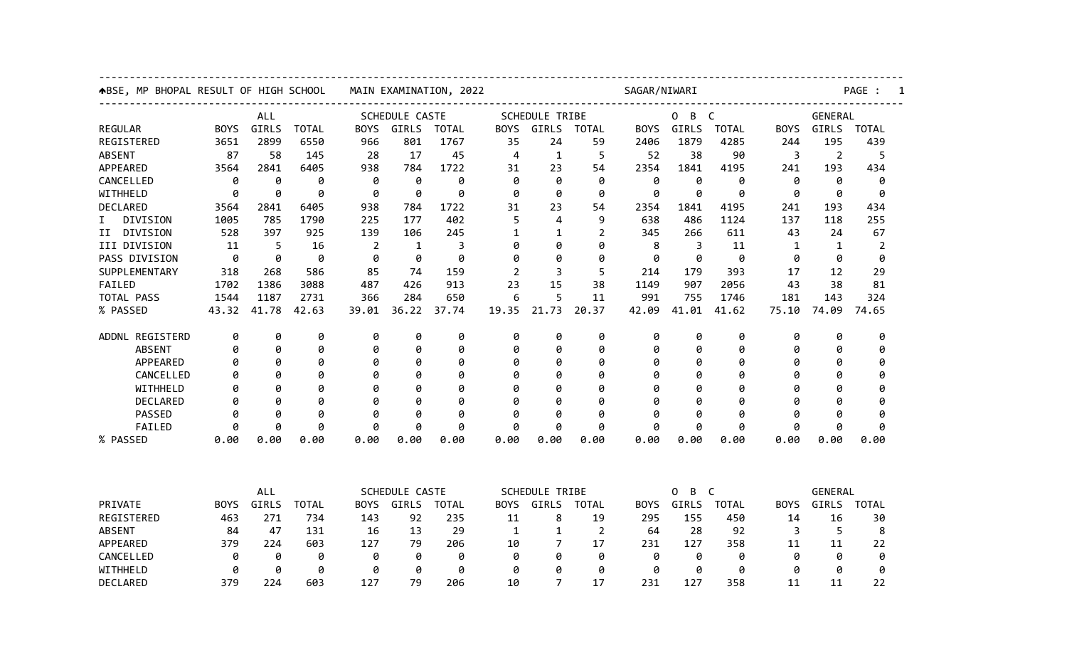BSE, MP BHOPAL RESULT OF HIGH SCHOOL MAIN EXAMINATION, 2022 SAGAR/NIWARI

| | ALL | | | SCHEDULE CASTE | | | SCHEDULE TRIBE | | | O B C | | | GENERAL | | |
|---|---|---|---|---|---|---|---|---|---|---|---|---|---|---|---|
| REGULAR | BOYS | GIRLS | TOTAL | BOYS | GIRLS | TOTAL | BOYS | GIRLS | TOTAL | BOYS | GIRLS | TOTAL | BOYS | GIRLS | TOTAL |
| REGISTERED | 3651 | 2899 | 6550 | 966 | 801 | 1767 | 35 | 24 | 59 | 2406 | 1879 | 4285 | 244 | 195 | 439 |
| ABSENT | 87 | 58 | 145 | 28 | 17 | 45 | 4 | 1 | 5 | 52 | 38 | 90 | 3 | 2 | 5 |
| APPEARED | 3564 | 2841 | 6405 | 938 | 784 | 1722 | 31 | 23 | 54 | 2354 | 1841 | 4195 | 241 | 193 | 434 |
| CANCELLED | 0 | 0 | 0 | 0 | 0 | 0 | 0 | 0 | 0 | 0 | 0 | 0 | 0 | 0 | 0 |
| WITHHELD | 0 | 0 | 0 | 0 | 0 | 0 | 0 | 0 | 0 | 0 | 0 | 0 | 0 | 0 | 0 |
| DECLARED | 3564 | 2841 | 6405 | 938 | 784 | 1722 | 31 | 23 | 54 | 2354 | 1841 | 4195 | 241 | 193 | 434 |
| I DIVISION | 1005 | 785 | 1790 | 225 | 177 | 402 | 5 | 4 | 9 | 638 | 486 | 1124 | 137 | 118 | 255 |
| II DIVISION | 528 | 397 | 925 | 139 | 106 | 245 | 1 | 1 | 2 | 345 | 266 | 611 | 43 | 24 | 67 |
| III DIVISION | 11 | 5 | 16 | 2 | 1 | 3 | 0 | 0 | 0 | 8 | 3 | 11 | 1 | 1 | 2 |
| PASS DIVISION | 0 | 0 | 0 | 0 | 0 | 0 | 0 | 0 | 0 | 0 | 0 | 0 | 0 | 0 | 0 |
| SUPPLEMENTARY | 318 | 268 | 586 | 85 | 74 | 159 | 2 | 3 | 5 | 214 | 179 | 393 | 17 | 12 | 29 |
| FAILED | 1702 | 1386 | 3088 | 487 | 426 | 913 | 23 | 15 | 38 | 1149 | 907 | 2056 | 43 | 38 | 81 |
| TOTAL PASS | 1544 | 1187 | 2731 | 366 | 284 | 650 | 6 | 5 | 11 | 991 | 755 | 1746 | 181 | 143 | 324 |
| % PASSED | 43.32 | 41.78 | 42.63 | 39.01 | 36.22 | 37.74 | 19.35 | 21.73 | 20.37 | 42.09 | 41.01 | 41.62 | 75.10 | 74.09 | 74.65 |
| ADDNL REGISTERD | 0 | 0 | 0 | 0 | 0 | 0 | 0 | 0 | 0 | 0 | 0 | 0 | 0 | 0 | 0 |
| ABSENT | 0 | 0 | 0 | 0 | 0 | 0 | 0 | 0 | 0 | 0 | 0 | 0 | 0 | 0 | 0 |
| APPEARED | 0 | 0 | 0 | 0 | 0 | 0 | 0 | 0 | 0 | 0 | 0 | 0 | 0 | 0 | 0 |
| CANCELLED | 0 | 0 | 0 | 0 | 0 | 0 | 0 | 0 | 0 | 0 | 0 | 0 | 0 | 0 | 0 |
| WITHHELD | 0 | 0 | 0 | 0 | 0 | 0 | 0 | 0 | 0 | 0 | 0 | 0 | 0 | 0 | 0 |
| DECLARED | 0 | 0 | 0 | 0 | 0 | 0 | 0 | 0 | 0 | 0 | 0 | 0 | 0 | 0 | 0 |
| PASSED | 0 | 0 | 0 | 0 | 0 | 0 | 0 | 0 | 0 | 0 | 0 | 0 | 0 | 0 | 0 |
| FAILED | 0 | 0 | 0 | 0 | 0 | 0 | 0 | 0 | 0 | 0 | 0 | 0 | 0 | 0 | 0 |
| % PASSED | 0.00 | 0.00 | 0.00 | 0.00 | 0.00 | 0.00 | 0.00 | 0.00 | 0.00 | 0.00 | 0.00 | 0.00 | 0.00 | 0.00 | 0.00 |

| | ALL | | | SCHEDULE CASTE | | | SCHEDULE TRIBE | | | O B C | | | GENERAL | | |
|---|---|---|---|---|---|---|---|---|---|---|---|---|---|---|---|
| PRIVATE | BOYS | GIRLS | TOTAL | BOYS | GIRLS | TOTAL | BOYS | GIRLS | TOTAL | BOYS | GIRLS | TOTAL | BOYS | GIRLS | TOTAL |
| REGISTERED | 463 | 271 | 734 | 143 | 92 | 235 | 11 | 8 | 19 | 295 | 155 | 450 | 14 | 16 | 30 |
| ABSENT | 84 | 47 | 131 | 16 | 13 | 29 | 1 | 1 | 2 | 64 | 28 | 92 | 3 | 5 | 8 |
| APPEARED | 379 | 224 | 603 | 127 | 79 | 206 | 10 | 7 | 17 | 231 | 127 | 358 | 11 | 11 | 22 |
| CANCELLED | 0 | 0 | 0 | 0 | 0 | 0 | 0 | 0 | 0 | 0 | 0 | 0 | 0 | 0 | 0 |
| WITHHELD | 0 | 0 | 0 | 0 | 0 | 0 | 0 | 0 | 0 | 0 | 0 | 0 | 0 | 0 | 0 |
| DECLARED | 379 | 224 | 603 | 127 | 79 | 206 | 10 | 7 | 17 | 231 | 127 | 358 | 11 | 11 | 22 |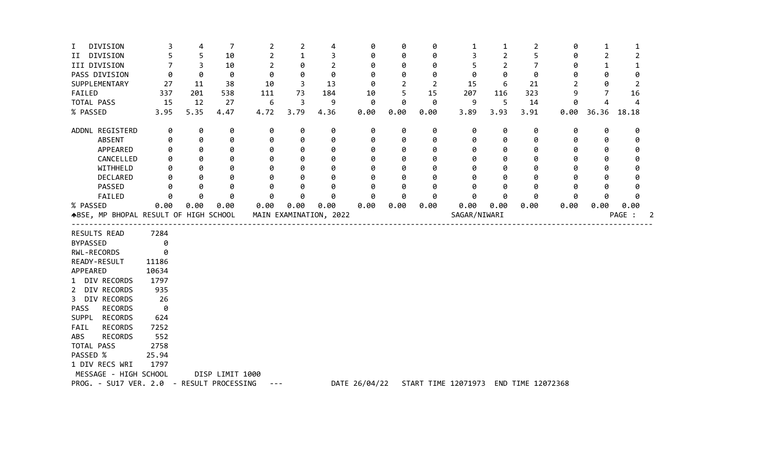| | | | | | | | | | | | | | | | |
|---|---|---|---|---|---|---|---|---|---|---|---|---|---|---|---|
| I DIVISION | 3 | 4 | 7 | 2 | 2 | 4 | 0 | 0 | 0 | 1 | 1 | 2 | 0 | 1 | 1 |
| II DIVISION | 5 | 5 | 10 | 2 | 1 | 3 | 0 | 0 | 0 | 3 | 2 | 5 | 0 | 2 | 2 |
| III DIVISION | 7 | 3 | 10 | 2 | 0 | 2 | 0 | 0 | 0 | 5 | 2 | 7 | 0 | 1 | 1 |
| PASS DIVISION | 0 | 0 | 0 | 0 | 0 | 0 | 0 | 0 | 0 | 0 | 0 | 0 | 0 | 0 | 0 |
| SUPPLEMENTARY | 27 | 11 | 38 | 10 | 3 | 13 | 0 | 2 | 2 | 15 | 6 | 21 | 2 | 0 | 2 |
| FAILED | 337 | 201 | 538 | 111 | 73 | 184 | 10 | 5 | 15 | 207 | 116 | 323 | 9 | 7 | 16 |
| TOTAL PASS | 15 | 12 | 27 | 6 | 3 | 9 | 0 | 0 | 0 | 9 | 5 | 14 | 0 | 4 | 4 |
| % PASSED | 3.95 | 5.35 | 4.47 | 4.72 | 3.79 | 4.36 | 0.00 | 0.00 | 0.00 | 3.89 | 3.93 | 3.91 | 0.00 | 36.36 | 18.18 |
| ADDNL REGISTERD | 0 | 0 | 0 | 0 | 0 | 0 | 0 | 0 | 0 | 0 | 0 | 0 | 0 | 0 | 0 |
| ABSENT | 0 | 0 | 0 | 0 | 0 | 0 | 0 | 0 | 0 | 0 | 0 | 0 | 0 | 0 | 0 |
| APPEARED | 0 | 0 | 0 | 0 | 0 | 0 | 0 | 0 | 0 | 0 | 0 | 0 | 0 | 0 | 0 |
| CANCELLED | 0 | 0 | 0 | 0 | 0 | 0 | 0 | 0 | 0 | 0 | 0 | 0 | 0 | 0 | 0 |
| WITHHELD | 0 | 0 | 0 | 0 | 0 | 0 | 0 | 0 | 0 | 0 | 0 | 0 | 0 | 0 | 0 |
| DECLARED | 0 | 0 | 0 | 0 | 0 | 0 | 0 | 0 | 0 | 0 | 0 | 0 | 0 | 0 | 0 |
| PASSED | 0 | 0 | 0 | 0 | 0 | 0 | 0 | 0 | 0 | 0 | 0 | 0 | 0 | 0 | 0 |
| FAILED | 0 | 0 | 0 | 0 | 0 | 0 | 0 | 0 | 0 | 0 | 0 | 0 | 0 | 0 | 0 |
| % PASSED | 0.00 | 0.00 | 0.00 | 0.00 | 0.00 | 0.00 | 0.00 | 0.00 | 0.00 | 0.00 | 0.00 | 0.00 | 0.00 | 0.00 | 0.00 |

BSE, MP BHOPAL RESULT OF HIGH SCHOOL MAIN EXAMINATION, 2022 SAGAR/NIWARI PAGE : 2

| | |
|---|---|
| RESULTS READ | 7284 |
| BYPASSED | 0 |
| RWL-RECORDS | 0 |
| READY-RESULT | 11186 |
| APPEARED | 10634 |
| 1 DIV RECORDS | 1797 |
| 2 DIV RECORDS | 935 |
| 3 DIV RECORDS | 26 |
| PASS RECORDS | 0 |
| SUPPL RECORDS | 624 |
| FAIL RECORDS | 7252 |
| ABS RECORDS | 552 |
| TOTAL PASS | 2758 |
| PASSED % | 25.94 |
| 1 DIV RECS WRI | 1797 |

MESSAGE - HIGH SCHOOL DISP LIMIT 1000

PROG. - SU17 VER. 2.0 - RESULT PROCESSING --- DATE 26/04/22 START TIME 12071973 END TIME 12072368